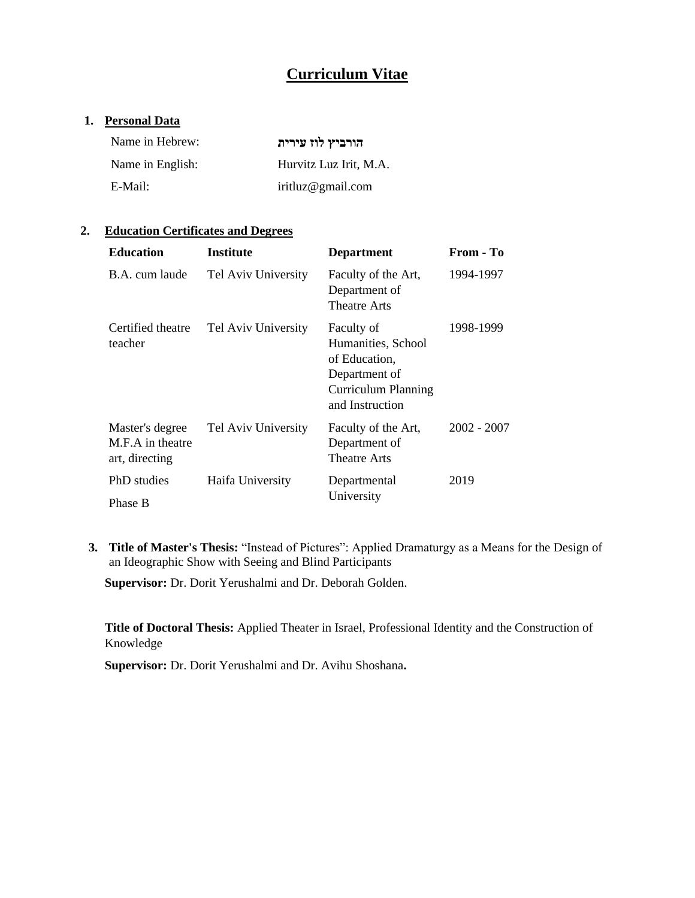# Curriculum Vitae

1. **Personal Data**

| | |
|---|---|
| Name in Hebrew: | **הורביץ לוז עירית** |
| Name in English: | Hurvitz Luz Irit, M.A. |
| E-Mail: | iritluz@gmail.com |

2. **Education Certificates and Degrees**

| Education | Institute | Department | From - To |
|---|---|---|---|
| B.A. cum laude | Tel Aviv University | Faculty of the Art, Department of Theatre Arts | 1994-1997 |
| Certified theatre teacher | Tel Aviv University | Faculty of Humanities, School of Education, Department of Curriculum Planning and Instruction | 1998-1999 |
| Master's degree M.F.A in theatre art, directing | Tel Aviv University | Faculty of the Art, Department of Theatre Arts | 2002 - 2007 |
| PhD studies Phase B | Haifa University | Departmental University | 2019 |

3. **Title of Master's Thesis:** "Instead of Pictures": Applied Dramaturgy as a Means for the Design of an Ideographic Show with Seeing and Blind Participants

**Supervisor:** Dr. Dorit Yerushalmi and Dr. Deborah Golden.

**Title of Doctoral Thesis:** Applied Theater in Israel, Professional Identity and the Construction of Knowledge

**Supervisor:** Dr. Dorit Yerushalmi and Dr. Avihu Shoshana**.**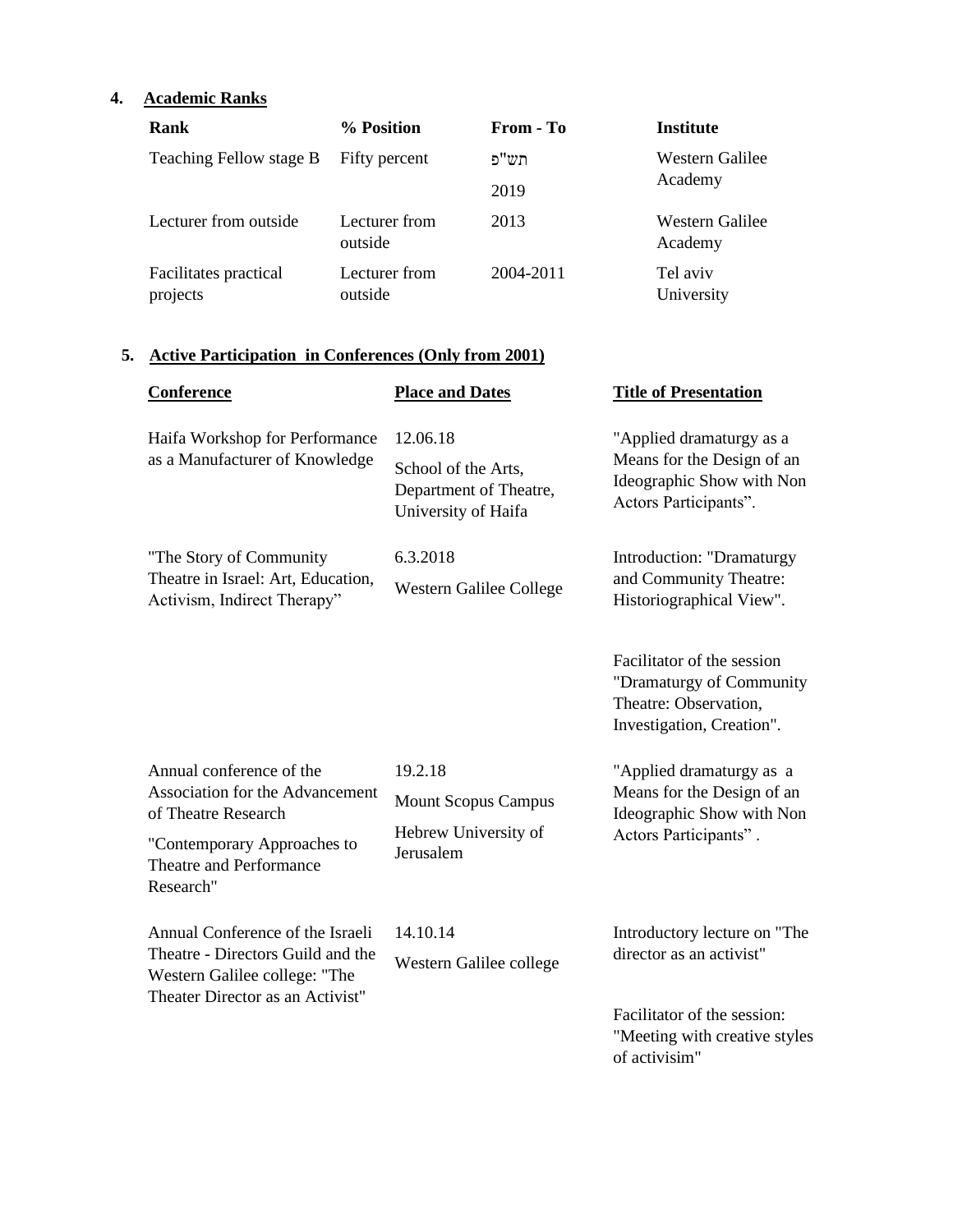4. **Academic Ranks**

| Rank | % Position | From - To | Institute |
|---|---|---|---|
| Teaching Fellow stage B | Fifty percent | תש"פ<br>2019 | Western Galilee Academy |
| Lecturer from outside | Lecturer from outside | 2013 | Western Galilee Academy |
| Facilitates practical projects | Lecturer from outside | 2004-2011 | Tel aviv University |

5. **Active Participation in Conferences (Only from 2001)**

| Conference | Place and Dates | Title of Presentation |
|---|---|---|
| Haifa Workshop for Performance as a Manufacturer of Knowledge | 12.06.18<br>School of the Arts, Department of Theatre, University of Haifa | "Applied dramaturgy as a Means for the Design of an Ideographic Show with Non Actors Participants". |
| "The Story of Community Theatre in Israel: Art, Education, Activism, Indirect Therapy" | 6.3.2018<br>Western Galilee College | Introduction: "Dramaturgy and Community Theatre: Historiographical View".<br><br>Facilitator of the session "Dramaturgy of Community Theatre: Observation, Investigation, Creation". |
| Annual conference of the Association for the Advancement of Theatre Research<br>"Contemporary Approaches to Theatre and Performance Research" | 19.2.18<br>Mount Scopus Campus<br>Hebrew University of Jerusalem | "Applied dramaturgy as a Means for the Design of an Ideographic Show with Non Actors Participants" . |
| Annual Conference of the Israeli Theatre - Directors Guild and the Western Galilee college: "The Theater Director as an Activist" | 14.10.14<br>Western Galilee college | Introductory lecture on "The director as an activist"<br><br>Facilitator of the session: "Meeting with creative styles of activisim" |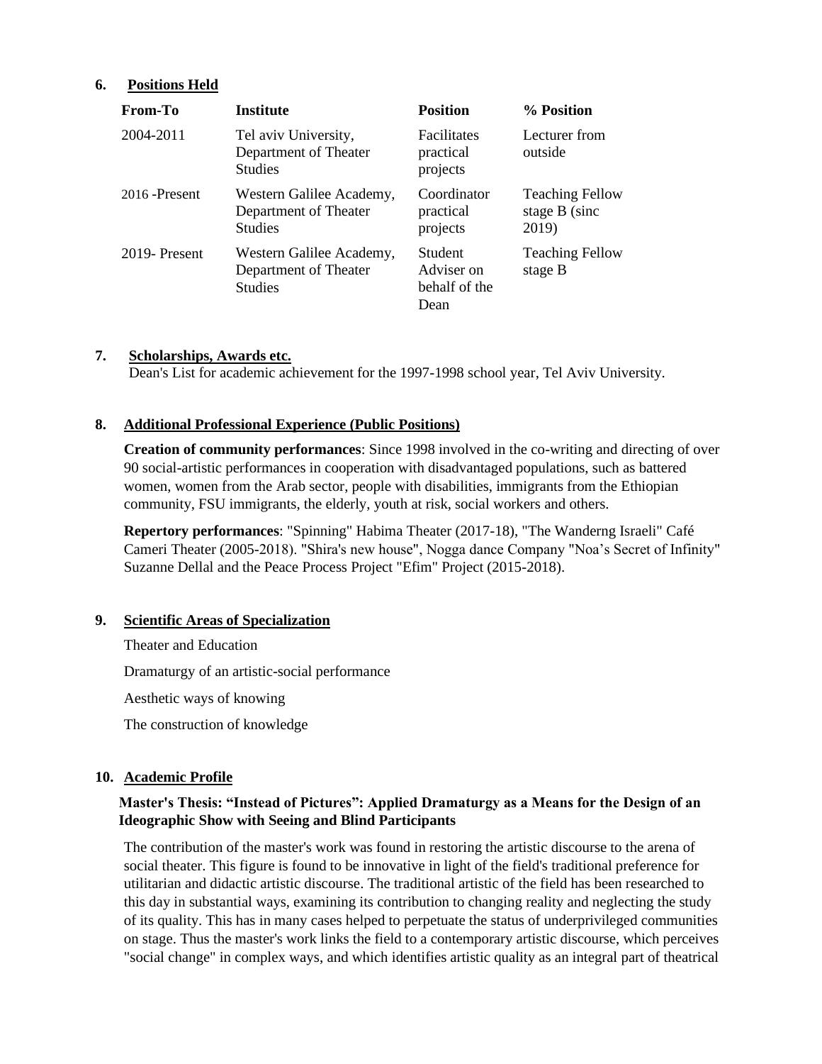## 6. Positions Held

| From-To | Institute | Position | % Position |
|---|---|---|---|
| 2004-2011 | Tel aviv University, Department of Theater Studies | Facilitates practical projects | Lecturer from outside |
| 2016 -Present | Western Galilee Academy, Department of Theater Studies | Coordinator practical projects | Teaching Fellow stage B (sinc 2019) |
| 2019- Present | Western Galilee Academy, Department of Theater Studies | Student Adviser on behalf of the Dean | Teaching Fellow stage B |

## 7. Scholarships, Awards etc.

Dean's List for academic achievement for the 1997-1998 school year, Tel Aviv University.

## 8. Additional Professional Experience (Public Positions)

**Creation of community performances**: Since 1998 involved in the co-writing and directing of over 90 social-artistic performances in cooperation with disadvantaged populations, such as battered women, women from the Arab sector, people with disabilities, immigrants from the Ethiopian community, FSU immigrants, the elderly, youth at risk, social workers and others.

**Repertory performances**: "Spinning" Habima Theater (2017-18), "The Wanderng Israeli" Café Cameri Theater (2005-2018). "Shira's new house", Nogga dance Company "Noa's Secret of Infinity" Suzanne Dellal and the Peace Process Project "Efim" Project (2015-2018).

## 9. Scientific Areas of Specialization

Theater and Education

Dramaturgy of an artistic-social performance

Aesthetic ways of knowing

The construction of knowledge

## 10. Academic Profile

### Master's Thesis: "Instead of Pictures": Applied Dramaturgy as a Means for the Design of an Ideographic Show with Seeing and Blind Participants

The contribution of the master's work was found in restoring the artistic discourse to the arena of social theater. This figure is found to be innovative in light of the field's traditional preference for utilitarian and didactic artistic discourse. The traditional artistic of the field has been researched to this day in substantial ways, examining its contribution to changing reality and neglecting the study of its quality. This has in many cases helped to perpetuate the status of underprivileged communities on stage. Thus the master's work links the field to a contemporary artistic discourse, which perceives "social change" in complex ways, and which identifies artistic quality as an integral part of theatrical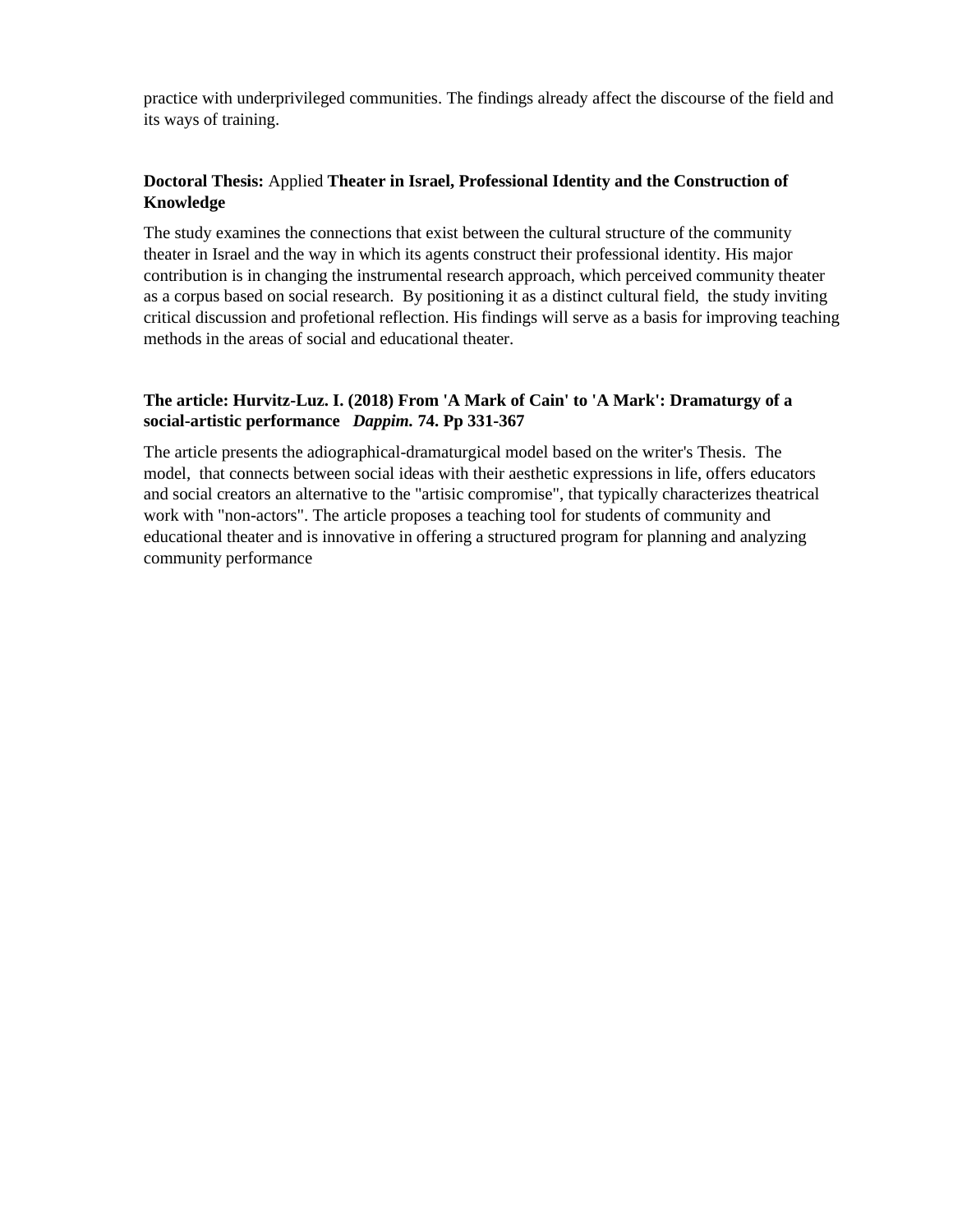practice with underprivileged communities. The findings already affect the discourse of the field and its ways of training.

**Doctoral Thesis:** Applied **Theater in Israel, Professional Identity and the Construction of Knowledge**

The study examines the connections that exist between the cultural structure of the community theater in Israel and the way in which its agents construct their professional identity. His major contribution is in changing the instrumental research approach, which perceived community theater as a corpus based on social research. By positioning it as a distinct cultural field, the study inviting critical discussion and profetional reflection. His findings will serve as a basis for improving teaching methods in the areas of social and educational theater.

**The article: Hurvitz-Luz. I. (2018) From 'A Mark of Cain' to 'A Mark': Dramaturgy of a social-artistic performance** ***Dappim.*** **74. Pp 331-367**

The article presents the adiographical-dramaturgical model based on the writer's Thesis. The model, that connects between social ideas with their aesthetic expressions in life, offers educators and social creators an alternative to the "artisic compromise", that typically characterizes theatrical work with "non-actors". The article proposes a teaching tool for students of community and educational theater and is innovative in offering a structured program for planning and analyzing community performance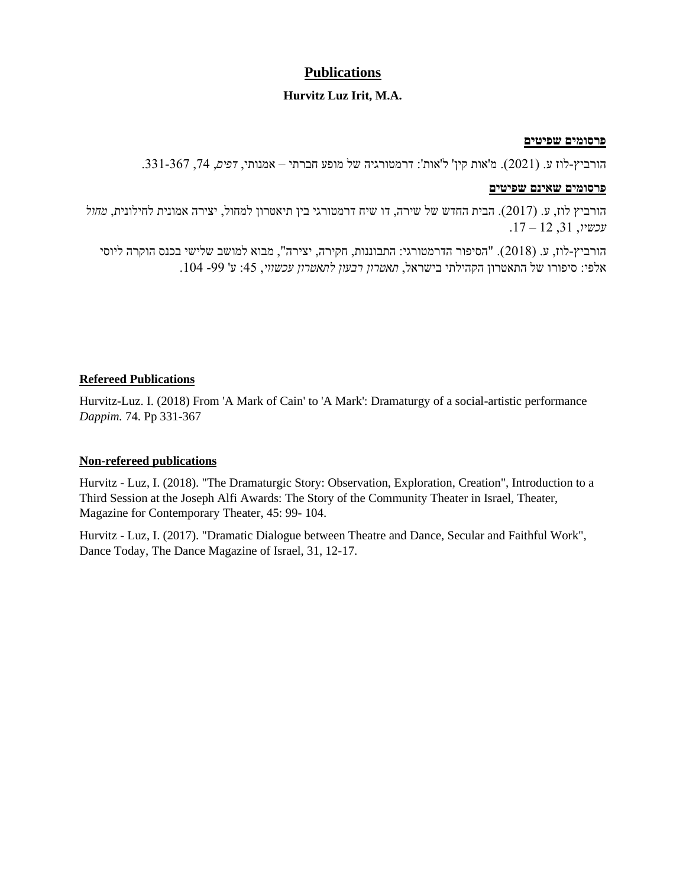# Publications

**Hurvitz Luz Irit, M.A.**

**פרסומים שפיטים**

הורביץ-לוז ע. (2021). מ'אות קין' ל'אות': דרמטורגיה של מופע חברתי – אמנותי, *דפים*, 74, 331-367.

**פרסומים שאינם שפיטים**

הורביץ לוז, ע. (2017). הבית החדש של שירה, דו שיח דרמטורגי בין תיאטרון למחול, יצירה אמונית לחילונית, *מחול עכשיו*, 31, 12 – 17.

הורביץ-לוז, ע. (2018). "הסיפור הדרמטורגי: התבוננות, חקירה, יצירה", מבוא למושב שלישי בכנס הוקרה ליוסי אלפי: סיפורו של התאטרון הקהילתי בישראל, *תאטרון רבעון לתאטרון עכשווי*, 45: ע' 99- 104.

**Refereed Publications**

Hurvitz-Luz. I. (2018) From 'A Mark of Cain' to 'A Mark': Dramaturgy of a social-artistic performance *Dappim.* 74. Pp 331-367

**Non-refereed publications**

Hurvitz - Luz, I. (2018). "The Dramaturgic Story: Observation, Exploration, Creation", Introduction to a Third Session at the Joseph Alfi Awards: The Story of the Community Theater in Israel, Theater, Magazine for Contemporary Theater, 45: 99- 104.

Hurvitz - Luz, I. (2017). "Dramatic Dialogue between Theatre and Dance, Secular and Faithful Work", Dance Today, The Dance Magazine of Israel, 31, 12-17.